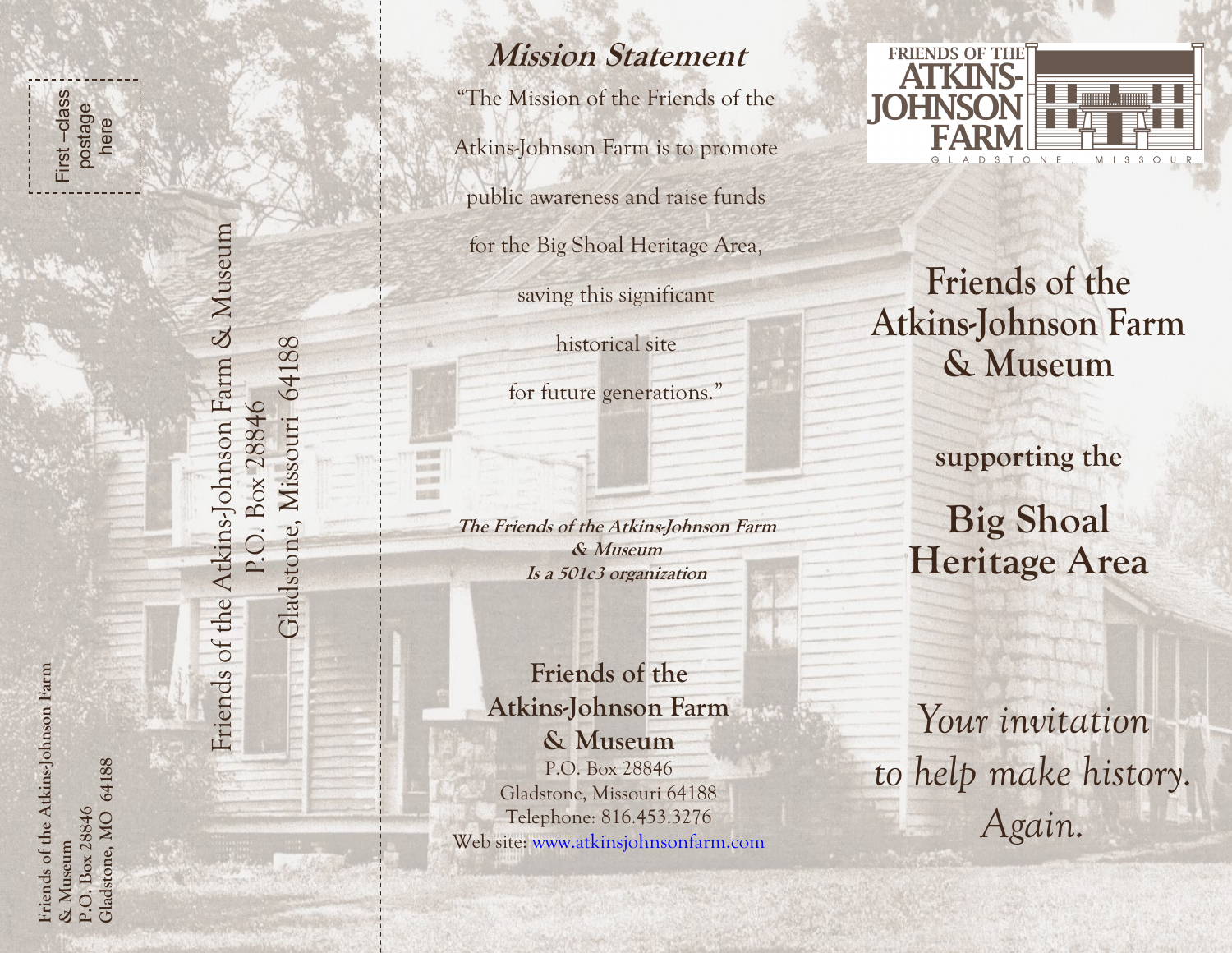First –class postage here

Friends of the Atkins-Johnson Farm & Museum
P.O. Box 28846
Gladstone, MO 64188

Friends of the Atkins-Johnson Farm & Museum
P.O. Box 28846
Gladstone, Missouri 64188

## *Mission Statement*

"The Mission of the Friends of the Atkins-Johnson Farm is to promote public awareness and raise funds for the Big Shoal Heritage Area, saving this significant historical site for future generations."

***The Friends of the Atkins-Johnson Farm & Museum Is a 501c3 organization***

**Friends of the Atkins-Johnson Farm & Museum**
P.O. Box 28846
Gladstone, Missouri 64188
Telephone: 816.453.3276
Web site: www.atkinsjohnsonfarm.com

FRIENDS OF THE ATKINS-JOHNSON FARM
GLADSTONE, MISSOURI

# Friends of the Atkins-Johnson Farm & Museum

**supporting the**

# Big Shoal Heritage Area

*Your invitation to help make history. Again.*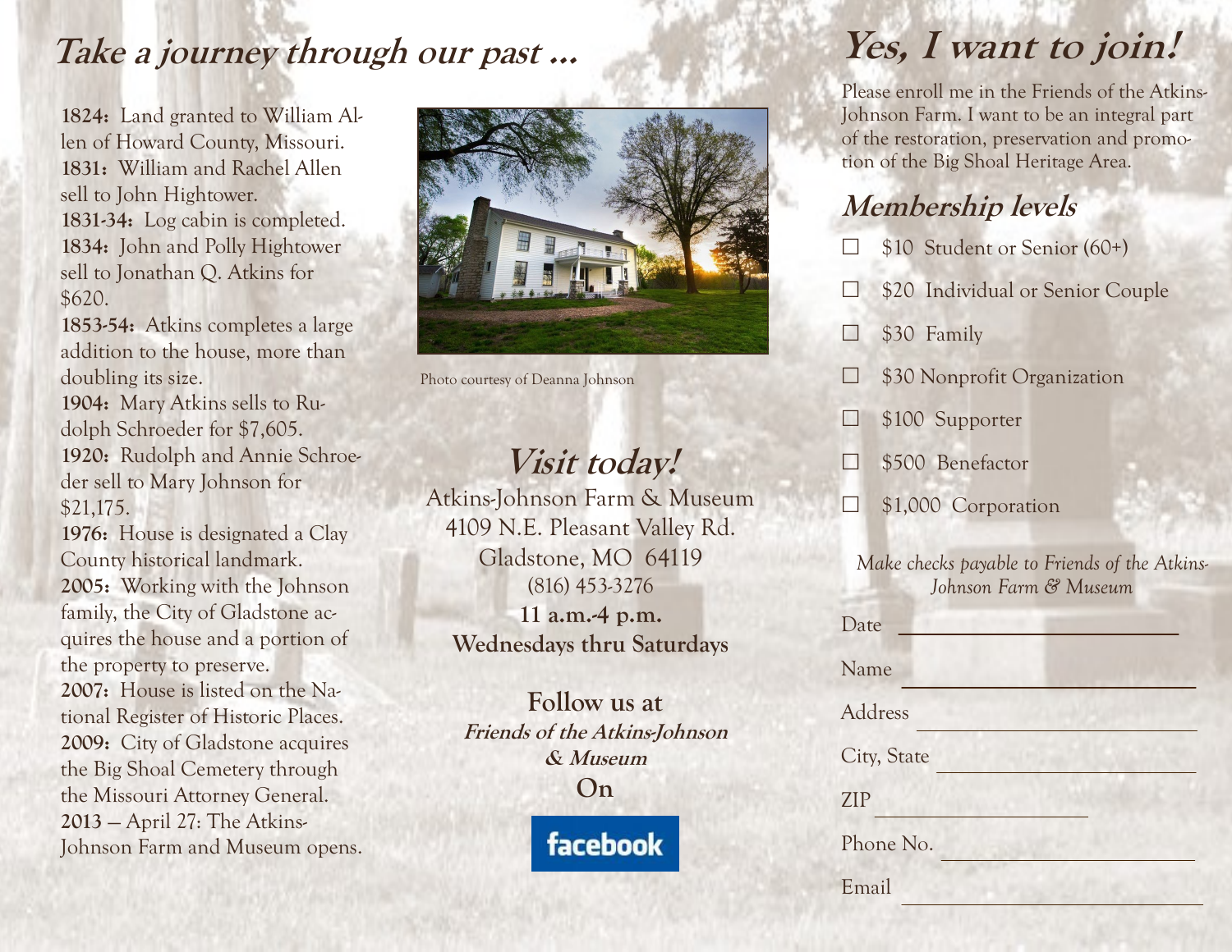## *Take a journey through our past ...*

**1824:** Land granted to William Allen of Howard County, Missouri.
**1831:** William and Rachel Allen sell to John Hightower.
**1831-34:** Log cabin is completed.
**1834:** John and Polly Hightower sell to Jonathan Q. Atkins for $620.
**1853-54:** Atkins completes a large addition to the house, more than doubling its size.
**1904:** Mary Atkins sells to Rudolph Schroeder for $7,605.
**1920:** Rudolph and Annie Schroeder sell to Mary Johnson for $21,175.
**1976:** House is designated a Clay County historical landmark.
**2005:** Working with the Johnson family, the City of Gladstone acquires the house and a portion of the property to preserve.
**2007:** House is listed on the National Register of Historic Places.
**2009:** City of Gladstone acquires the Big Shoal Cemetery through the Missouri Attorney General.
**2013** — April 27: The Atkins-Johnson Farm and Museum opens.

Photo courtesy of Deanna Johnson

## *Visit today!*

Atkins-Johnson Farm & Museum
4109 N.E. Pleasant Valley Rd.
Gladstone, MO 64119
(816) 453-3276
**11 a.m.-4 p.m.**
**Wednesdays thru Saturdays**

**Follow us at**
***Friends of the Atkins-Johnson & Museum***
**On**
facebook

## *Yes, I want to join!*

Please enroll me in the Friends of the Atkins-Johnson Farm. I want to be an integral part of the restoration, preservation and promotion of the Big Shoal Heritage Area.

### *Membership levels*

- ☐ $10 Student or Senior (60+)
- ☐ $20 Individual or Senior Couple
- ☐ $30 Family
- ☐ $30 Nonprofit Organization
- ☐ $100 Supporter
- ☐ $500 Benefactor
- ☐ $1,000 Corporation

*Make checks payable to Friends of the Atkins-Johnson Farm & Museum*

Date ______________________

Name ______________________

Address ______________________

City, State ______________________

ZIP ______________________

Phone No. ______________________

Email ______________________